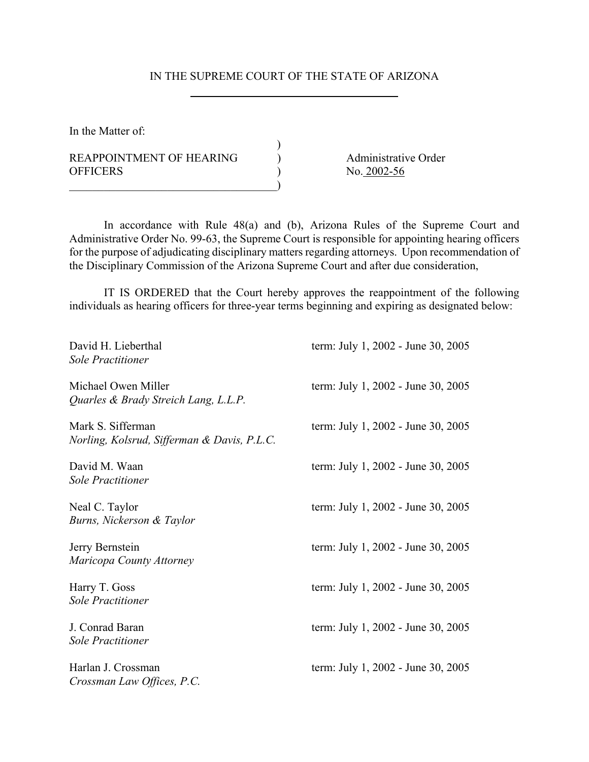IN THE SUPREME COURT OF THE STATE OF ARIZONA

In the Matter of:

REAPPOINTMENT OF HEARING OFFICERS

Administrative Order No. 2002-56

In accordance with Rule 48(a) and (b), Arizona Rules of the Supreme Court and Administrative Order No. 99-63, the Supreme Court is responsible for appointing hearing officers for the purpose of adjudicating disciplinary matters regarding attorneys. Upon recommendation of the Disciplinary Commission of the Arizona Supreme Court and after due consideration,

IT IS ORDERED that the Court hereby approves the reappointment of the following individuals as hearing officers for three-year terms beginning and expiring as designated below:

David H. Lieberthal — term: July 1, 2002 - June 30, 2005
*Sole Practitioner*

Michael Owen Miller — term: July 1, 2002 - June 30, 2005
*Quarles & Brady Streich Lang, L.L.P.*

Mark S. Sifferman — term: July 1, 2002 - June 30, 2005
*Norling, Kolsrud, Sifferman & Davis, P.L.C.*

David M. Waan — term: July 1, 2002 - June 30, 2005
*Sole Practitioner*

Neal C. Taylor — term: July 1, 2002 - June 30, 2005
*Burns, Nickerson & Taylor*

Jerry Bernstein — term: July 1, 2002 - June 30, 2005
*Maricopa County Attorney*

Harry T. Goss — term: July 1, 2002 - June 30, 2005
*Sole Practitioner*

J. Conrad Baran — term: July 1, 2002 - June 30, 2005
*Sole Practitioner*

Harlan J. Crossman — term: July 1, 2002 - June 30, 2005
*Crossman Law Offices, P.C.*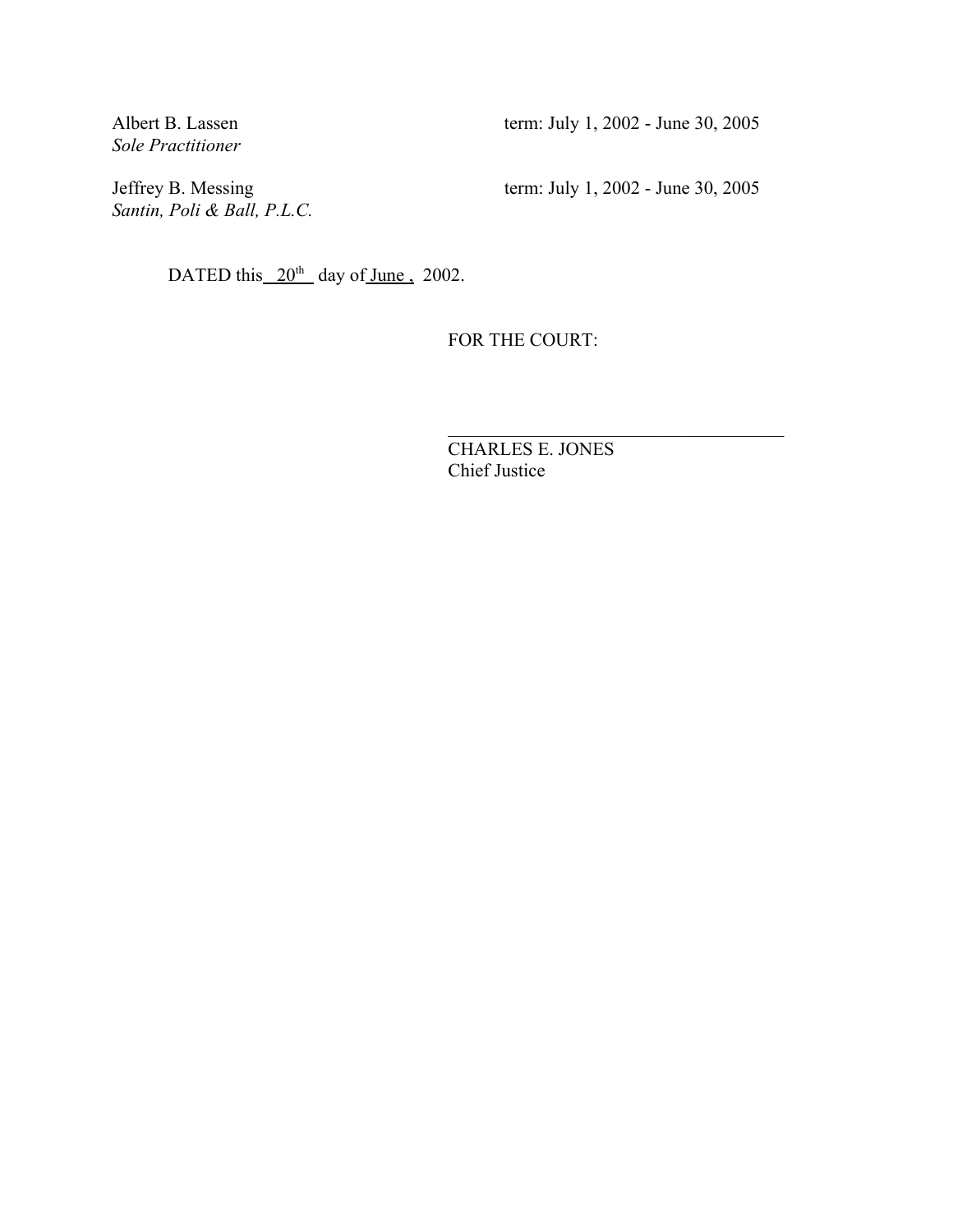Albert B. Lassen  
*Sole Practitioner*  
term: July 1, 2002 - June 30, 2005

Jeffrey B. Messing  
*Santin, Poli & Ball, P.L.C.*  
term: July 1, 2002 - June 30, 2005

DATED this 20th day of June, 2002.

FOR THE COURT:

\_\_\_\_\_\_\_\_\_\_\_\_\_\_\_\_\_\_\_\_\_\_\_\_\_\_\_\_\_\_\_\_\_\_\_\_

CHARLES E. JONES  
Chief Justice